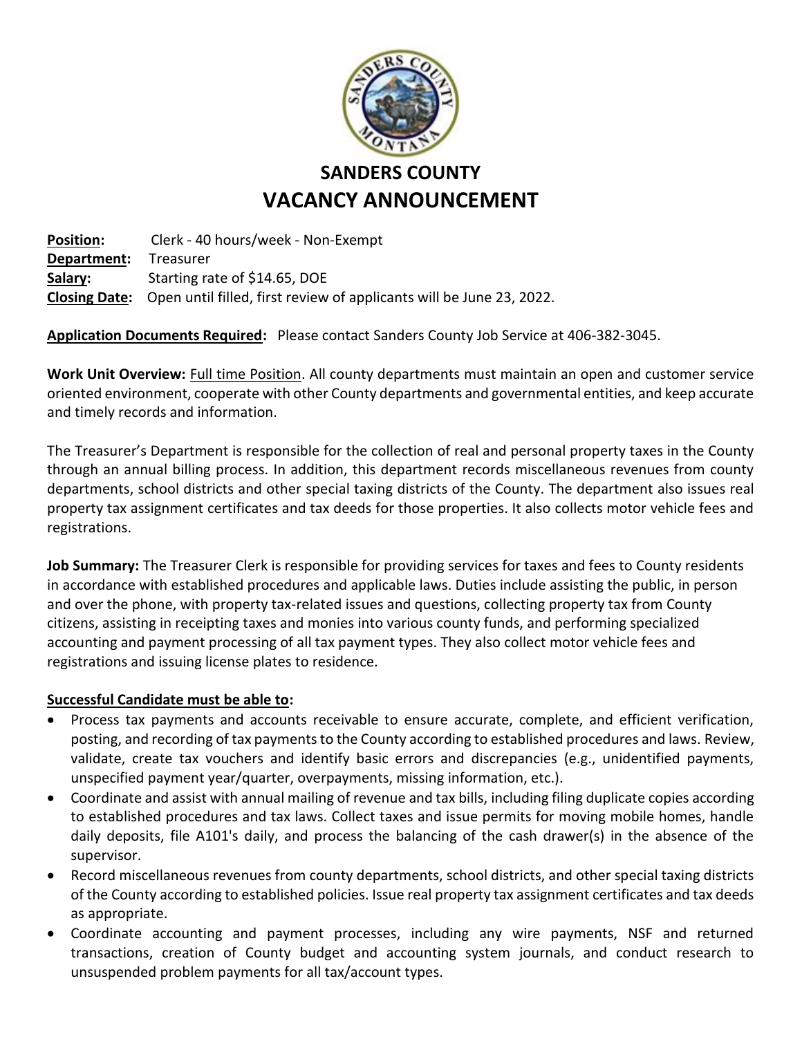# SANDERS COUNTY
## VACANCY ANNOUNCEMENT

**Position:** Clerk - 40 hours/week - Non-Exempt
**Department:** Treasurer
**Salary:** Starting rate of $14.65, DOE
**Closing Date:** Open until filled, first review of applicants will be June 23, 2022.

**Application Documents Required:** Please contact Sanders County Job Service at 406-382-3045.

**Work Unit Overview:** Full time Position. All county departments must maintain an open and customer service oriented environment, cooperate with other County departments and governmental entities, and keep accurate and timely records and information.

The Treasurer's Department is responsible for the collection of real and personal property taxes in the County through an annual billing process. In addition, this department records miscellaneous revenues from county departments, school districts and other special taxing districts of the County. The department also issues real property tax assignment certificates and tax deeds for those properties. It also collects motor vehicle fees and registrations.

**Job Summary:** The Treasurer Clerk is responsible for providing services for taxes and fees to County residents in accordance with established procedures and applicable laws. Duties include assisting the public, in person and over the phone, with property tax-related issues and questions, collecting property tax from County citizens, assisting in receipting taxes and monies into various county funds, and performing specialized accounting and payment processing of all tax payment types. They also collect motor vehicle fees and registrations and issuing license plates to residence.

**Successful Candidate must be able to:**

- Process tax payments and accounts receivable to ensure accurate, complete, and efficient verification, posting, and recording of tax payments to the County according to established procedures and laws. Review, validate, create tax vouchers and identify basic errors and discrepancies (e.g., unidentified payments, unspecified payment year/quarter, overpayments, missing information, etc.).
- Coordinate and assist with annual mailing of revenue and tax bills, including filing duplicate copies according to established procedures and tax laws. Collect taxes and issue permits for moving mobile homes, handle daily deposits, file A101's daily, and process the balancing of the cash drawer(s) in the absence of the supervisor.
- Record miscellaneous revenues from county departments, school districts, and other special taxing districts of the County according to established policies. Issue real property tax assignment certificates and tax deeds as appropriate.
- Coordinate accounting and payment processes, including any wire payments, NSF and returned transactions, creation of County budget and accounting system journals, and conduct research to unsuspended problem payments for all tax/account types.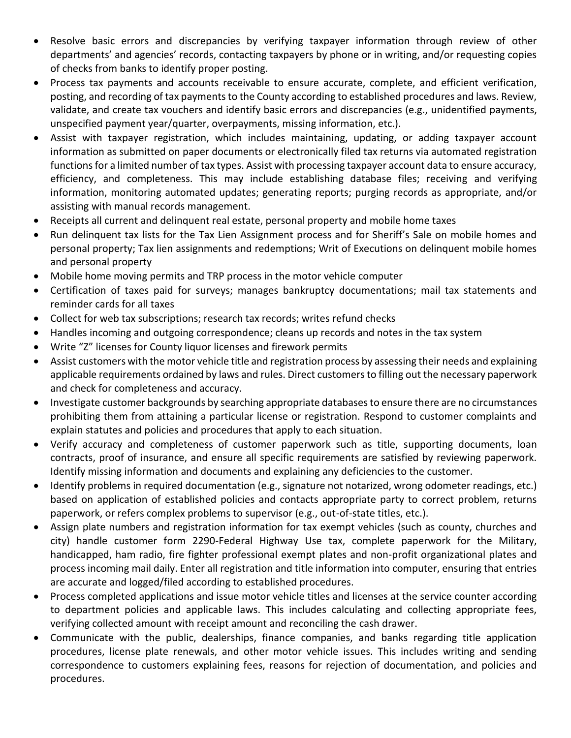- Resolve basic errors and discrepancies by verifying taxpayer information through review of other departments' and agencies' records, contacting taxpayers by phone or in writing, and/or requesting copies of checks from banks to identify proper posting.
- Process tax payments and accounts receivable to ensure accurate, complete, and efficient verification, posting, and recording of tax payments to the County according to established procedures and laws. Review, validate, and create tax vouchers and identify basic errors and discrepancies (e.g., unidentified payments, unspecified payment year/quarter, overpayments, missing information, etc.).
- Assist with taxpayer registration, which includes maintaining, updating, or adding taxpayer account information as submitted on paper documents or electronically filed tax returns via automated registration functions for a limited number of tax types. Assist with processing taxpayer account data to ensure accuracy, efficiency, and completeness. This may include establishing database files; receiving and verifying information, monitoring automated updates; generating reports; purging records as appropriate, and/or assisting with manual records management.
- Receipts all current and delinquent real estate, personal property and mobile home taxes
- Run delinquent tax lists for the Tax Lien Assignment process and for Sheriff's Sale on mobile homes and personal property; Tax lien assignments and redemptions; Writ of Executions on delinquent mobile homes and personal property
- Mobile home moving permits and TRP process in the motor vehicle computer
- Certification of taxes paid for surveys; manages bankruptcy documentations; mail tax statements and reminder cards for all taxes
- Collect for web tax subscriptions; research tax records; writes refund checks
- Handles incoming and outgoing correspondence; cleans up records and notes in the tax system
- Write "Z" licenses for County liquor licenses and firework permits
- Assist customers with the motor vehicle title and registration process by assessing their needs and explaining applicable requirements ordained by laws and rules. Direct customers to filling out the necessary paperwork and check for completeness and accuracy.
- Investigate customer backgrounds by searching appropriate databases to ensure there are no circumstances prohibiting them from attaining a particular license or registration. Respond to customer complaints and explain statutes and policies and procedures that apply to each situation.
- Verify accuracy and completeness of customer paperwork such as title, supporting documents, loan contracts, proof of insurance, and ensure all specific requirements are satisfied by reviewing paperwork. Identify missing information and documents and explaining any deficiencies to the customer.
- Identify problems in required documentation (e.g., signature not notarized, wrong odometer readings, etc.) based on application of established policies and contacts appropriate party to correct problem, returns paperwork, or refers complex problems to supervisor (e.g., out-of-state titles, etc.).
- Assign plate numbers and registration information for tax exempt vehicles (such as county, churches and city) handle customer form 2290-Federal Highway Use tax, complete paperwork for the Military, handicapped, ham radio, fire fighter professional exempt plates and non-profit organizational plates and process incoming mail daily. Enter all registration and title information into computer, ensuring that entries are accurate and logged/filed according to established procedures.
- Process completed applications and issue motor vehicle titles and licenses at the service counter according to department policies and applicable laws. This includes calculating and collecting appropriate fees, verifying collected amount with receipt amount and reconciling the cash drawer.
- Communicate with the public, dealerships, finance companies, and banks regarding title application procedures, license plate renewals, and other motor vehicle issues. This includes writing and sending correspondence to customers explaining fees, reasons for rejection of documentation, and policies and procedures.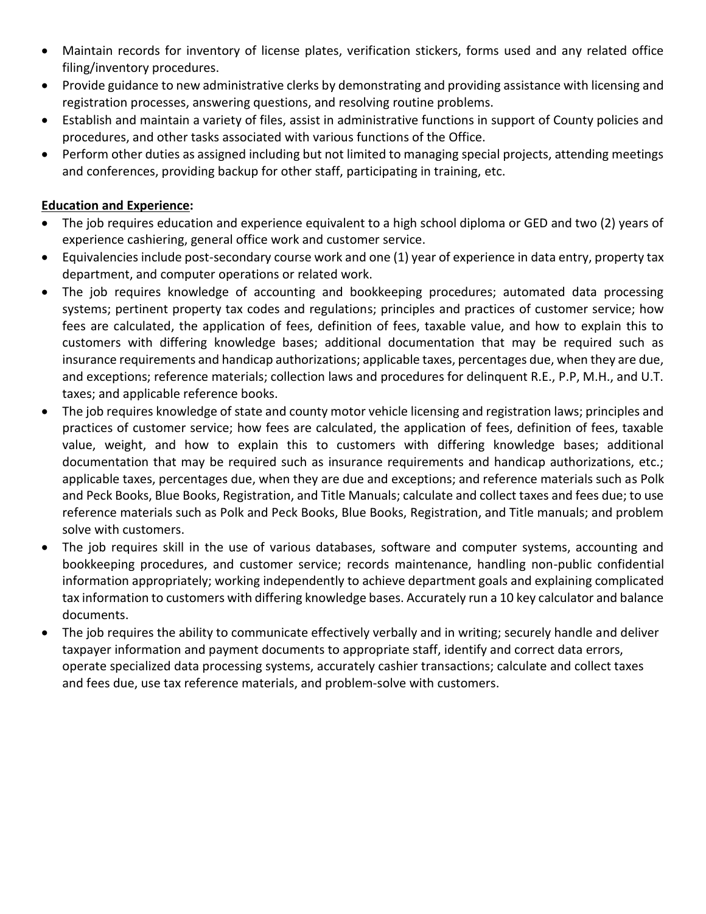- Maintain records for inventory of license plates, verification stickers, forms used and any related office filing/inventory procedures.
- Provide guidance to new administrative clerks by demonstrating and providing assistance with licensing and registration processes, answering questions, and resolving routine problems.
- Establish and maintain a variety of files, assist in administrative functions in support of County policies and procedures, and other tasks associated with various functions of the Office.
- Perform other duties as assigned including but not limited to managing special projects, attending meetings and conferences, providing backup for other staff, participating in training, etc.

**Education and Experience:**

- The job requires education and experience equivalent to a high school diploma or GED and two (2) years of experience cashiering, general office work and customer service.
- Equivalencies include post-secondary course work and one (1) year of experience in data entry, property tax department, and computer operations or related work.
- The job requires knowledge of accounting and bookkeeping procedures; automated data processing systems; pertinent property tax codes and regulations; principles and practices of customer service; how fees are calculated, the application of fees, definition of fees, taxable value, and how to explain this to customers with differing knowledge bases; additional documentation that may be required such as insurance requirements and handicap authorizations; applicable taxes, percentages due, when they are due, and exceptions; reference materials; collection laws and procedures for delinquent R.E., P.P, M.H., and U.T. taxes; and applicable reference books.
- The job requires knowledge of state and county motor vehicle licensing and registration laws; principles and practices of customer service; how fees are calculated, the application of fees, definition of fees, taxable value, weight, and how to explain this to customers with differing knowledge bases; additional documentation that may be required such as insurance requirements and handicap authorizations, etc.; applicable taxes, percentages due, when they are due and exceptions; and reference materials such as Polk and Peck Books, Blue Books, Registration, and Title Manuals; calculate and collect taxes and fees due; to use reference materials such as Polk and Peck Books, Blue Books, Registration, and Title manuals; and problem solve with customers.
- The job requires skill in the use of various databases, software and computer systems, accounting and bookkeeping procedures, and customer service; records maintenance, handling non-public confidential information appropriately; working independently to achieve department goals and explaining complicated tax information to customers with differing knowledge bases. Accurately run a 10 key calculator and balance documents.
- The job requires the ability to communicate effectively verbally and in writing; securely handle and deliver taxpayer information and payment documents to appropriate staff, identify and correct data errors, operate specialized data processing systems, accurately cashier transactions; calculate and collect taxes and fees due, use tax reference materials, and problem-solve with customers.